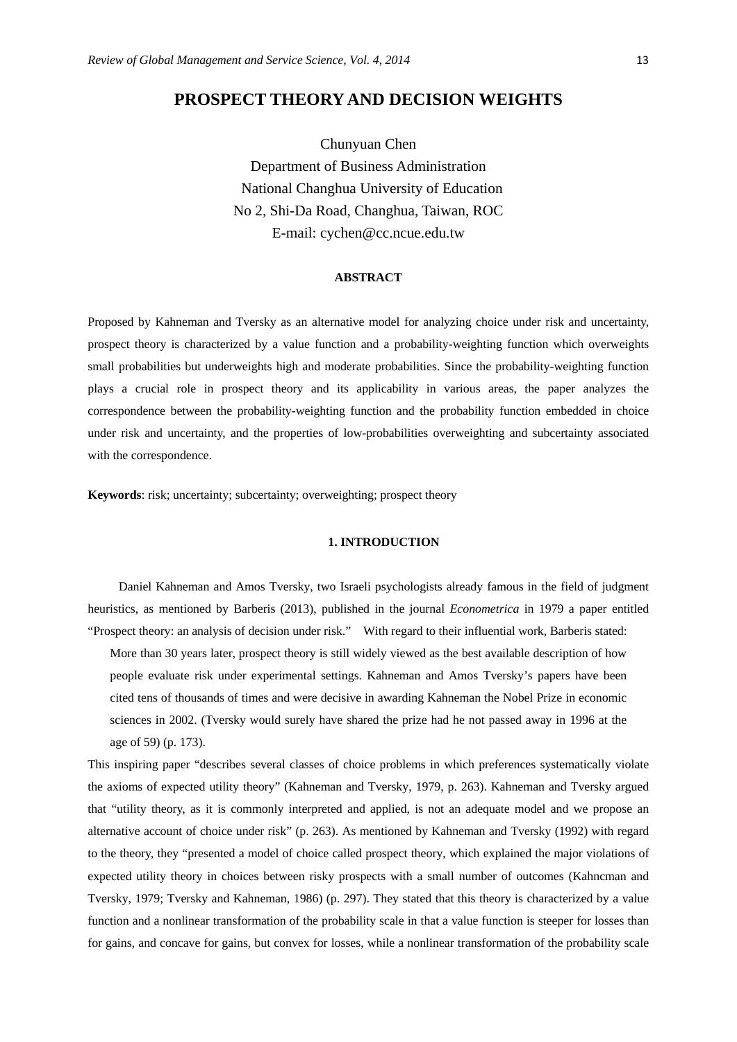# PROSPECT THEORY AND DECISION WEIGHTS

Chunyuan Chen
Department of Business Administration
National Changhua University of Education
No 2, Shi-Da Road, Changhua, Taiwan, ROC
E-mail: cychen@cc.ncue.edu.tw

## ABSTRACT

Proposed by Kahneman and Tversky as an alternative model for analyzing choice under risk and uncertainty, prospect theory is characterized by a value function and a probability-weighting function which overweights small probabilities but underweights high and moderate probabilities. Since the probability-weighting function plays a crucial role in prospect theory and its applicability in various areas, the paper analyzes the correspondence between the probability-weighting function and the probability function embedded in choice under risk and uncertainty, and the properties of low-probabilities overweighting and subcertainty associated with the correspondence.

**Keywords**: risk; uncertainty; subcertainty; overweighting; prospect theory

## 1. INTRODUCTION

Daniel Kahneman and Amos Tversky, two Israeli psychologists already famous in the field of judgment heuristics, as mentioned by Barberis (2013), published in the journal *Econometrica* in 1979 a paper entitled "Prospect theory: an analysis of decision under risk." With regard to their influential work, Barberis stated:

> More than 30 years later, prospect theory is still widely viewed as the best available description of how people evaluate risk under experimental settings. Kahneman and Amos Tversky's papers have been cited tens of thousands of times and were decisive in awarding Kahneman the Nobel Prize in economic sciences in 2002. (Tversky would surely have shared the prize had he not passed away in 1996 at the age of 59) (p. 173).

This inspiring paper "describes several classes of choice problems in which preferences systematically violate the axioms of expected utility theory" (Kahneman and Tversky, 1979, p. 263). Kahneman and Tversky argued that "utility theory, as it is commonly interpreted and applied, is not an adequate model and we propose an alternative account of choice under risk" (p. 263). As mentioned by Kahneman and Tversky (1992) with regard to the theory, they "presented a model of choice called prospect theory, which explained the major violations of expected utility theory in choices between risky prospects with a small number of outcomes (Kahncman and Tversky, 1979; Tversky and Kahneman, 1986) (p. 297). They stated that this theory is characterized by a value function and a nonlinear transformation of the probability scale in that a value function is steeper for losses than for gains, and concave for gains, but convex for losses, while a nonlinear transformation of the probability scale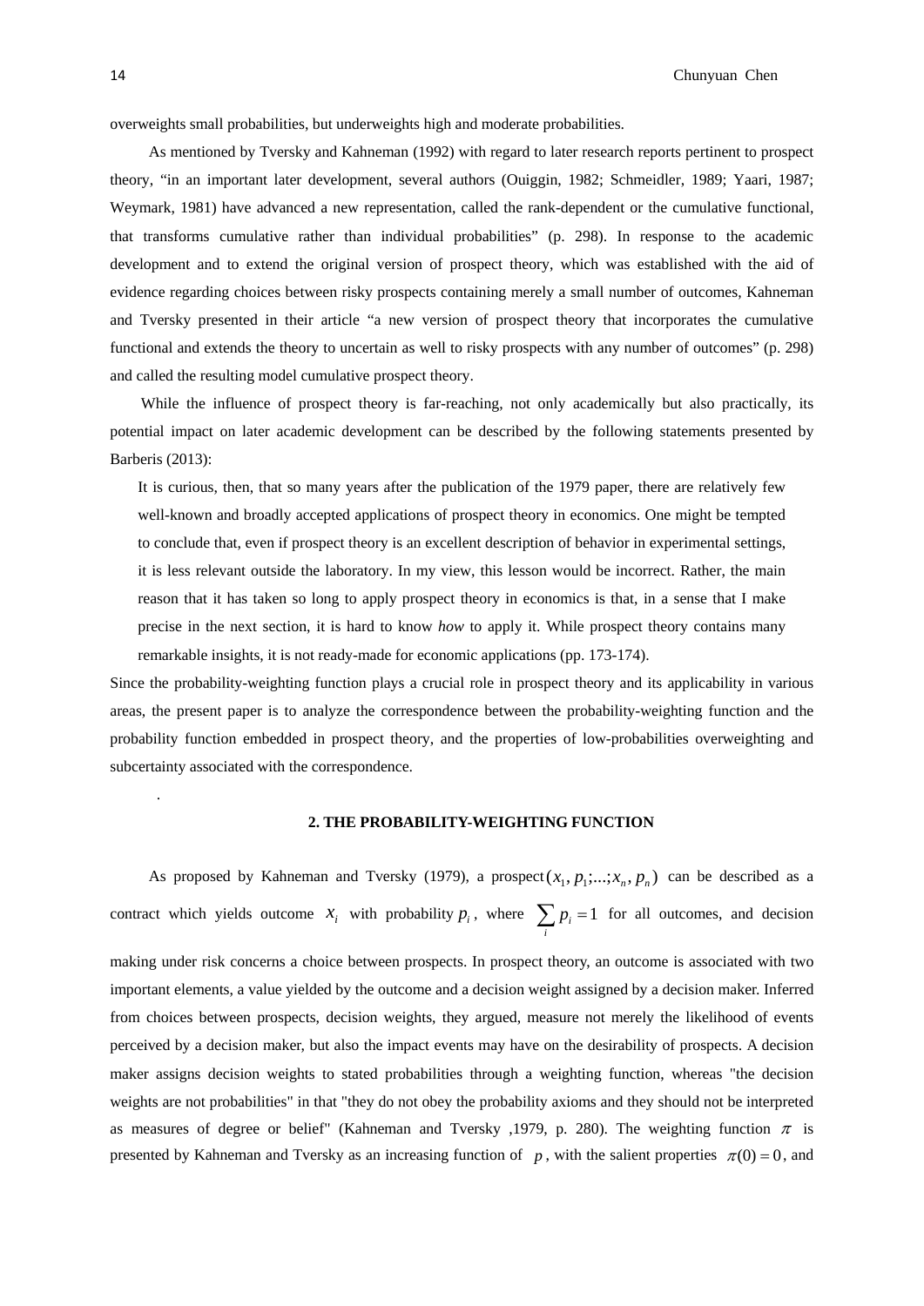overweights small probabilities, but underweights high and moderate probabilities.

As mentioned by Tversky and Kahneman (1992) with regard to later research reports pertinent to prospect theory, "in an important later development, several authors (Ouiggin, 1982; Schmeidler, 1989; Yaari, 1987; Weymark, 1981) have advanced a new representation, called the rank-dependent or the cumulative functional, that transforms cumulative rather than individual probabilities" (p. 298). In response to the academic development and to extend the original version of prospect theory, which was established with the aid of evidence regarding choices between risky prospects containing merely a small number of outcomes, Kahneman and Tversky presented in their article "a new version of prospect theory that incorporates the cumulative functional and extends the theory to uncertain as well to risky prospects with any number of outcomes" (p. 298) and called the resulting model cumulative prospect theory.

While the influence of prospect theory is far-reaching, not only academically but also practically, its potential impact on later academic development can be described by the following statements presented by Barberis (2013):

> It is curious, then, that so many years after the publication of the 1979 paper, there are relatively few well-known and broadly accepted applications of prospect theory in economics. One might be tempted to conclude that, even if prospect theory is an excellent description of behavior in experimental settings, it is less relevant outside the laboratory. In my view, this lesson would be incorrect. Rather, the main reason that it has taken so long to apply prospect theory in economics is that, in a sense that I make precise in the next section, it is hard to know *how* to apply it. While prospect theory contains many remarkable insights, it is not ready-made for economic applications (pp. 173-174).

Since the probability-weighting function plays a crucial role in prospect theory and its applicability in various areas, the present paper is to analyze the correspondence between the probability-weighting function and the probability function embedded in prospect theory, and the properties of low-probabilities overweighting and subcertainty associated with the correspondence.

## 2. THE PROBABILITY-WEIGHTING FUNCTION

As proposed by Kahneman and Tversky (1979), a prospect $(x_1, p_1;...;x_n, p_n)$ can be described as a contract which yields outcome $x_i$ with probability $p_i$, where $\sum_i p_i = 1$ for all outcomes, and decision making under risk concerns a choice between prospects. In prospect theory, an outcome is associated with two important elements, a value yielded by the outcome and a decision weight assigned by a decision maker. Inferred from choices between prospects, decision weights, they argued, measure not merely the likelihood of events perceived by a decision maker, but also the impact events may have on the desirability of prospects. A decision maker assigns decision weights to stated probabilities through a weighting function, whereas "the decision weights are not probabilities" in that "they do not obey the probability axioms and they should not be interpreted as measures of degree or belief" (Kahneman and Tversky ,1979, p. 280). The weighting function $\pi$ is presented by Kahneman and Tversky as an increasing function of $p$, with the salient properties $\pi(0) = 0$, and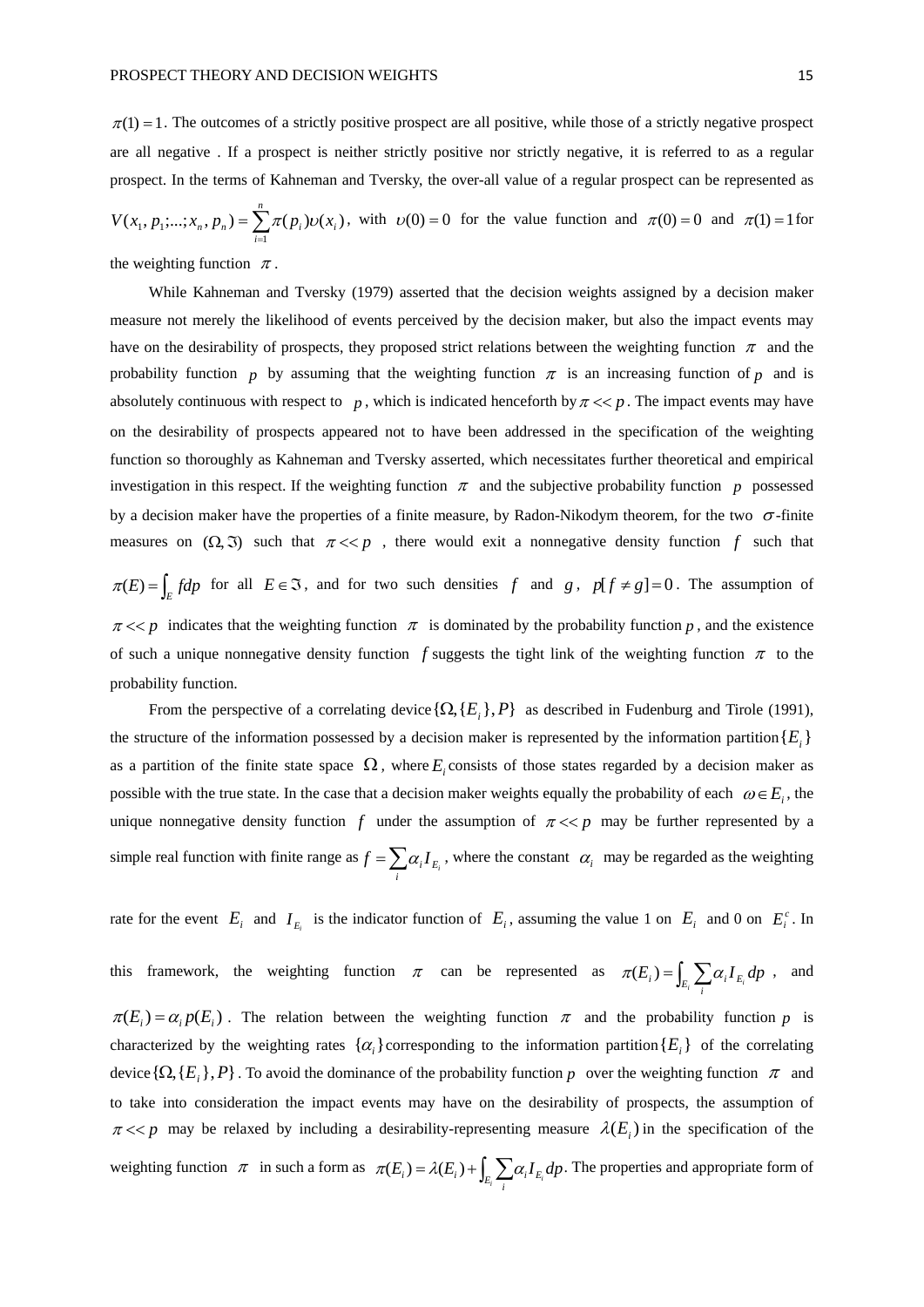$\pi(1)=1$. The outcomes of a strictly positive prospect are all positive, while those of a strictly negative prospect are all negative . If a prospect is neither strictly positive nor strictly negative, it is referred to as a regular prospect. In the terms of Kahneman and Tversky, the over-all value of a regular prospect can be represented as $V(x_1, p_1;...;x_n, p_n)=\sum_{i=1}^{n}\pi(p_i)\upsilon(x_i)$, with $\upsilon(0)=0$ for the value function and $\pi(0)=0$ and $\pi(1)=1$ for the weighting function $\pi$.

While Kahneman and Tversky (1979) asserted that the decision weights assigned by a decision maker measure not merely the likelihood of events perceived by the decision maker, but also the impact events may have on the desirability of prospects, they proposed strict relations between the weighting function $\pi$ and the probability function $p$ by assuming that the weighting function $\pi$ is an increasing function of $p$ and is absolutely continuous with respect to $p$, which is indicated henceforth by $\pi << p$. The impact events may have on the desirability of prospects appeared not to have been addressed in the specification of the weighting function so thoroughly as Kahneman and Tversky asserted, which necessitates further theoretical and empirical investigation in this respect. If the weighting function $\pi$ and the subjective probability function $p$ possessed by a decision maker have the properties of a finite measure, by Radon-Nikodym theorem, for the two $\sigma$-finite measures on $(\Omega, \Im)$ such that $\pi << p$ , there would exit a nonnegative density function $f$ such that $\pi(E)=\int_E f dp$ for all $E \in \Im$, and for two such densities $f$ and $g$, $p[f \neq g]=0$. The assumption of $\pi << p$ indicates that the weighting function $\pi$ is dominated by the probability function $p$, and the existence of such a unique nonnegative density function $f$ suggests the tight link of the weighting function $\pi$ to the probability function.

From the perspective of a correlating device $\{\Omega, \{E_i\}, P\}$ as described in Fudenburg and Tirole (1991), the structure of the information possessed by a decision maker is represented by the information partition $\{E_i\}$ as a partition of the finite state space $\Omega$, where $E_i$ consists of those states regarded by a decision maker as possible with the true state. In the case that a decision maker weights equally the probability of each $\omega \in E_i$, the unique nonnegative density function $f$ under the assumption of $\pi << p$ may be further represented by a simple real function with finite range as $f=\sum_i \alpha_i I_{E_i}$, where the constant $\alpha_i$ may be regarded as the weighting rate for the event $E_i$ and $I_{E_i}$ is the indicator function of $E_i$, assuming the value 1 on $E_i$ and 0 on $E_i^c$. In this framework, the weighting function $\pi$ can be represented as $\pi(E_i)=\int_{E_i}\sum_i \alpha_i I_{E_i} dp$ , and $\pi(E_i)=\alpha_i p(E_i)$. The relation between the weighting function $\pi$ and the probability function $p$ is characterized by the weighting rates $\{\alpha_i\}$ corresponding to the information partition $\{E_i\}$ of the correlating device $\{\Omega, \{E_i\}, P\}$. To avoid the dominance of the probability function $p$ over the weighting function $\pi$ and to take into consideration the impact events may have on the desirability of prospects, the assumption of $\pi << p$ may be relaxed by including a desirability-representing measure $\lambda(E_i)$ in the specification of the weighting function $\pi$ in such a form as $\pi(E_i)=\lambda(E_i)+\int_{E_i}\sum_i \alpha_i I_{E_i} dp$. The properties and appropriate form of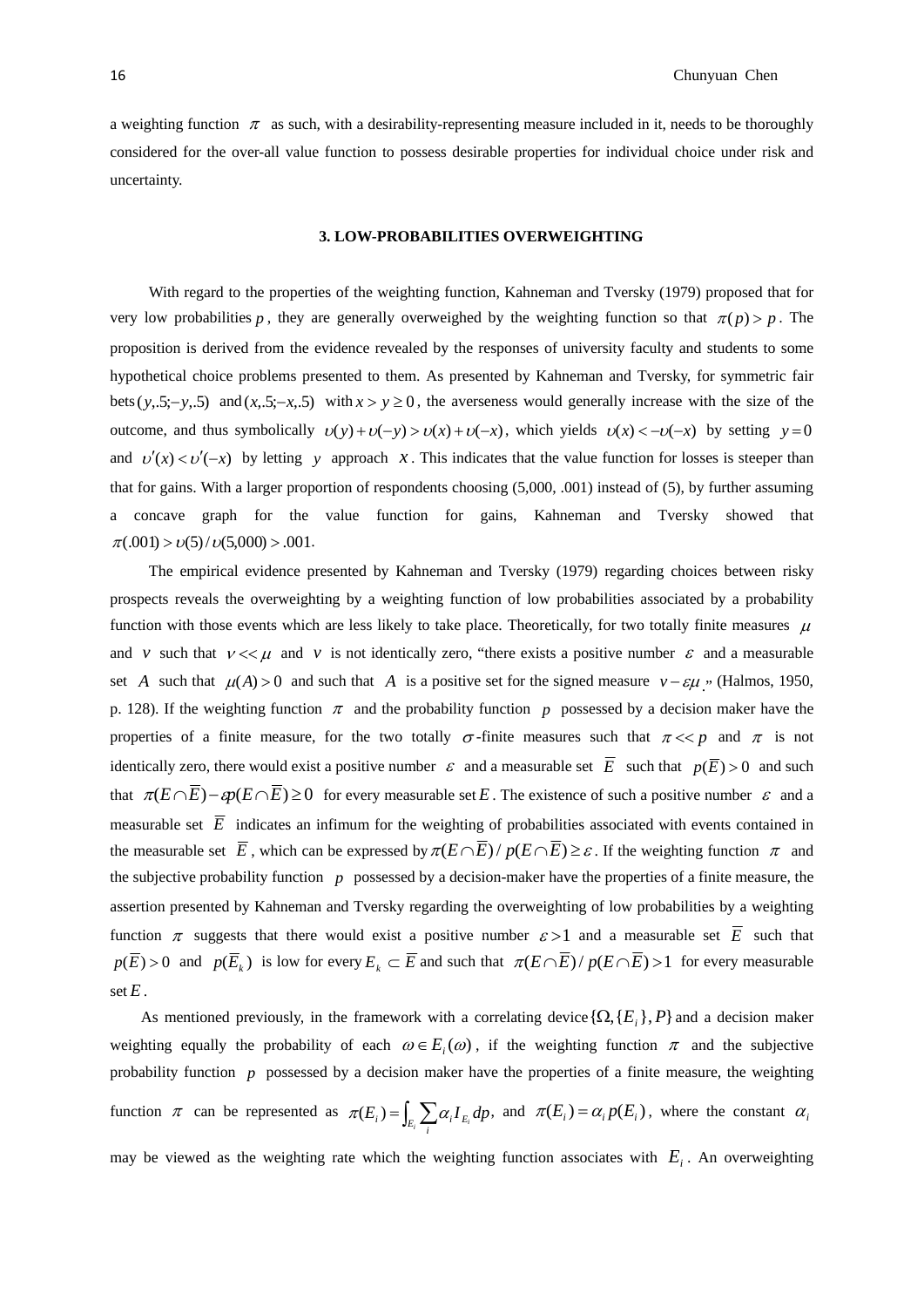a weighting function $\pi$ as such, with a desirability-representing measure included in it, needs to be thoroughly considered for the over-all value function to possess desirable properties for individual choice under risk and uncertainty.

### 3. LOW-PROBABILITIES OVERWEIGHTING

With regard to the properties of the weighting function, Kahneman and Tversky (1979) proposed that for very low probabilities $p$, they are generally overweighed by the weighting function so that $\pi(p) > p$. The proposition is derived from the evidence revealed by the responses of university faculty and students to some hypothetical choice problems presented to them. As presented by Kahneman and Tversky, for symmetric fair bets $(y,.5;-y,.5)$ and $(x,.5;-x,.5)$ with $x > y \geq 0$, the averseness would generally increase with the size of the outcome, and thus symbolically $\upsilon(y)+\upsilon(-y) > \upsilon(x)+\upsilon(-x)$, which yields $\upsilon(x) < -\upsilon(-x)$ by setting $y = 0$ and $\upsilon'(x) < \upsilon'(-x)$ by letting $y$ approach $x$. This indicates that the value function for losses is steeper than that for gains. With a larger proportion of respondents choosing (5,000, .001) instead of (5), by further assuming a concave graph for the value function for gains, Kahneman and Tversky showed that $\pi(.001) > \upsilon(5)/\upsilon(5{,}000) > .001$.

The empirical evidence presented by Kahneman and Tversky (1979) regarding choices between risky prospects reveals the overweighting by a weighting function of low probabilities associated by a probability function with those events which are less likely to take place. Theoretically, for two totally finite measures $\mu$ and $v$ such that $v << \mu$ and $v$ is not identically zero, "there exists a positive number $\varepsilon$ and a measurable set $A$ such that $\mu(A) > 0$ and such that $A$ is a positive set for the signed measure $v - \varepsilon\mu$." (Halmos, 1950, p. 128). If the weighting function $\pi$ and the probability function $p$ possessed by a decision maker have the properties of a finite measure, for the two totally $\sigma$-finite measures such that $\pi << p$ and $\pi$ is not identically zero, there would exist a positive number $\varepsilon$ and a measurable set $\overline{E}$ such that $p(\overline{E}) > 0$ and such that $\pi(E \cap \overline{E}) - \varepsilon p(E \cap \overline{E}) \geq 0$ for every measurable set $E$. The existence of such a positive number $\varepsilon$ and a measurable set $\overline{E}$ indicates an infimum for the weighting of probabilities associated with events contained in the measurable set $\overline{E}$, which can be expressed by $\pi(E \cap \overline{E})/p(E \cap \overline{E}) \geq \varepsilon$. If the weighting function $\pi$ and the subjective probability function $p$ possessed by a decision-maker have the properties of a finite measure, the assertion presented by Kahneman and Tversky regarding the overweighting of low probabilities by a weighting function $\pi$ suggests that there would exist a positive number $\varepsilon > 1$ and a measurable set $\overline{E}$ such that $p(\overline{E}) > 0$ and $p(\overline{E}_k)$ is low for every $E_k \subset \overline{E}$ and such that $\pi(E \cap \overline{E})/p(E \cap \overline{E}) > 1$ for every measurable set $E$.

As mentioned previously, in the framework with a correlating device $\{\Omega, \{E_i\}, P\}$ and a decision maker weighting equally the probability of each $\omega \in E_i(\omega)$, if the weighting function $\pi$ and the subjective probability function $p$ possessed by a decision maker have the properties of a finite measure, the weighting function $\pi$ can be represented as $\pi(E_i) = \int_{E_i} \sum_i \alpha_i I_{E_i}\, dp$, and $\pi(E_i) = \alpha_i p(E_i)$, where the constant $\alpha_i$ may be viewed as the weighting rate which the weighting function associates with $E_i$. An overweighting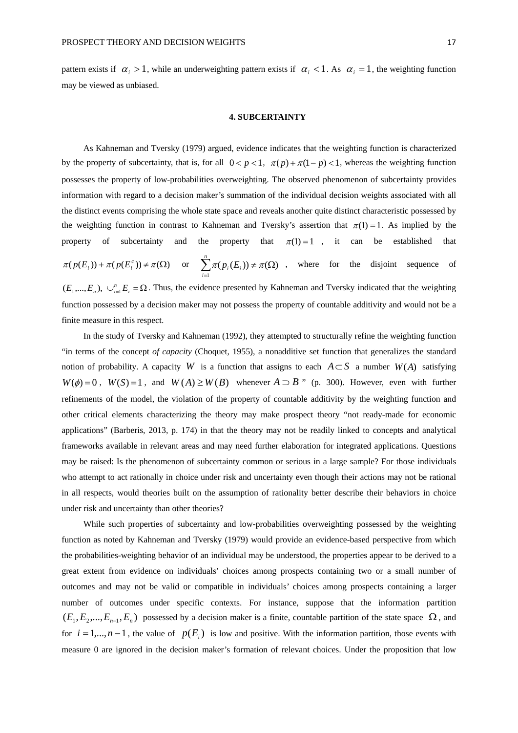pattern exists if $\alpha_i > 1$, while an underweighting pattern exists if $\alpha_i < 1$. As $\alpha_i = 1$, the weighting function may be viewed as unbiased.

## 4. SUBCERTAINTY

As Kahneman and Tversky (1979) argued, evidence indicates that the weighting function is characterized by the property of subcertainty, that is, for all $0 < p < 1$, $\pi(p) + \pi(1-p) < 1$, whereas the weighting function possesses the property of low-probabilities overweighting. The observed phenomenon of subcertainty provides information with regard to a decision maker's summation of the individual decision weights associated with all the distinct events comprising the whole state space and reveals another quite distinct characteristic possessed by the weighting function in contrast to Kahneman and Tversky's assertion that $\pi(1) = 1$. As implied by the property of subcertainty and the property that $\pi(1) = 1$, it can be established that $\pi(p(E_i)) + \pi(p(E_i^c)) \neq \pi(\Omega)$ or $\sum_{i=1}^{n} \pi(p_i(E_i)) \neq \pi(\Omega)$, where for the disjoint sequence of $(E_1, ..., E_n)$, $\cup_{i=1}^{n} E_i = \Omega$. Thus, the evidence presented by Kahneman and Tversky indicated that the weighting function possessed by a decision maker may not possess the property of countable additivity and would not be a finite measure in this respect.

In the study of Tversky and Kahneman (1992), they attempted to structurally refine the weighting function "in terms of the concept *of capacity* (Choquet, 1955), a nonadditive set function that generalizes the standard notion of probability. A capacity $W$ is a function that assigns to each $A \subset S$ a number $W(A)$ satisfying $W(\phi) = 0$, $W(S) = 1$, and $W(A) \geq W(B)$ whenever $A \supset B$" (p. 300). However, even with further refinements of the model, the violation of the property of countable additivity by the weighting function and other critical elements characterizing the theory may make prospect theory "not ready-made for economic applications" (Barberis, 2013, p. 174) in that the theory may not be readily linked to concepts and analytical frameworks available in relevant areas and may need further elaboration for integrated applications. Questions may be raised: Is the phenomenon of subcertainty common or serious in a large sample? For those individuals who attempt to act rationally in choice under risk and uncertainty even though their actions may not be rational in all respects, would theories built on the assumption of rationality better describe their behaviors in choice under risk and uncertainty than other theories?

While such properties of subcertainty and low-probabilities overweighting possessed by the weighting function as noted by Kahneman and Tversky (1979) would provide an evidence-based perspective from which the probabilities-weighting behavior of an individual may be understood, the properties appear to be derived to a great extent from evidence on individuals' choices among prospects containing two or a small number of outcomes and may not be valid or compatible in individuals' choices among prospects containing a larger number of outcomes under specific contexts. For instance, suppose that the information partition $(E_1, E_2, ..., E_{n-1}, E_n)$ possessed by a decision maker is a finite, countable partition of the state space $\Omega$, and for $i = 1, ..., n-1$, the value of $p(E_i)$ is low and positive. With the information partition, those events with measure 0 are ignored in the decision maker's formation of relevant choices. Under the proposition that low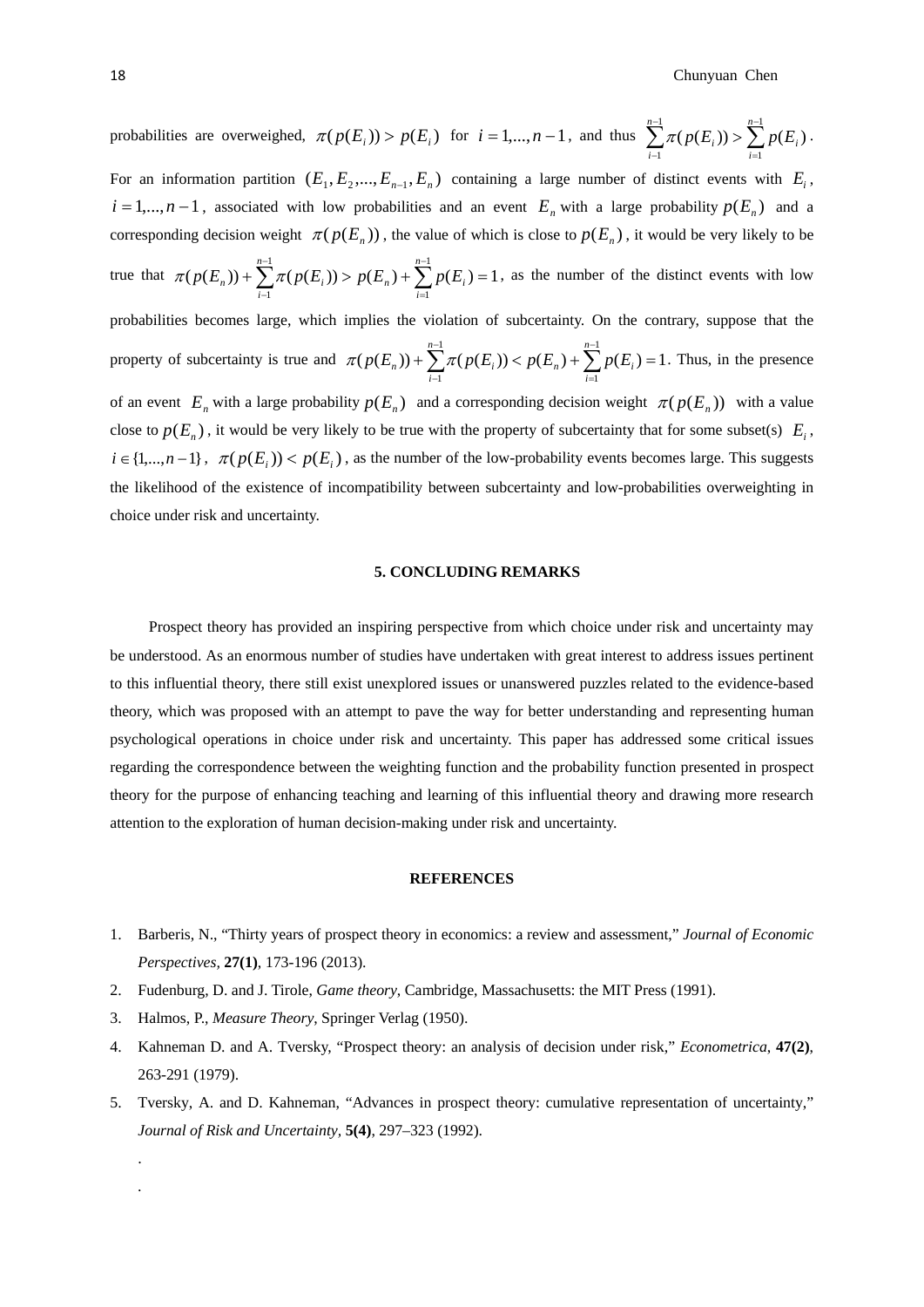probabilities are overweighed, $\pi(p(E_i)) > p(E_i)$ for $i = 1,...,n-1$, and thus $\sum_{i=1}^{n-1}\pi(p(E_i)) > \sum_{i=1}^{n-1} p(E_i)$. For an information partition $(E_1, E_2, ..., E_{n-1}, E_n)$ containing a large number of distinct events with $E_i$, $i = 1,...,n-1$, associated with low probabilities and an event $E_n$ with a large probability $p(E_n)$ and a corresponding decision weight $\pi(p(E_n))$, the value of which is close to $p(E_n)$, it would be very likely to be true that $\pi(p(E_n)) + \sum_{i=1}^{n-1}\pi(p(E_i)) > p(E_n) + \sum_{i=1}^{n-1} p(E_i) = 1$, as the number of the distinct events with low probabilities becomes large, which implies the violation of subcertainty. On the contrary, suppose that the property of subcertainty is true and $\pi(p(E_n)) + \sum_{i=1}^{n-1}\pi(p(E_i)) < p(E_n) + \sum_{i=1}^{n-1} p(E_i) = 1$. Thus, in the presence of an event $E_n$ with a large probability $p(E_n)$ and a corresponding decision weight $\pi(p(E_n))$ with a value close to $p(E_n)$, it would be very likely to be true with the property of subcertainty that for some subset(s) $E_i$, $i \in \{1,...,n-1\}$, $\pi(p(E_i)) < p(E_i)$, as the number of the low-probability events becomes large. This suggests the likelihood of the existence of incompatibility between subcertainty and low-probabilities overweighting in choice under risk and uncertainty.

## 5. CONCLUDING REMARKS

Prospect theory has provided an inspiring perspective from which choice under risk and uncertainty may be understood. As an enormous number of studies have undertaken with great interest to address issues pertinent to this influential theory, there still exist unexplored issues or unanswered puzzles related to the evidence-based theory, which was proposed with an attempt to pave the way for better understanding and representing human psychological operations in choice under risk and uncertainty. This paper has addressed some critical issues regarding the correspondence between the weighting function and the probability function presented in prospect theory for the purpose of enhancing teaching and learning of this influential theory and drawing more research attention to the exploration of human decision-making under risk and uncertainty.

## REFERENCES

1. Barberis, N., "Thirty years of prospect theory in economics: a review and assessment," *Journal of Economic Perspectives*, **27(1)**, 173-196 (2013).
2. Fudenburg, D. and J. Tirole, *Game theory*, Cambridge, Massachusetts: the MIT Press (1991).
3. Halmos, P., *Measure Theory*, Springer Verlag (1950).
4. Kahneman D. and A. Tversky, "Prospect theory: an analysis of decision under risk," *Econometrica*, **47(2)**, 263-291 (1979).
5. Tversky, A. and D. Kahneman, "Advances in prospect theory: cumulative representation of uncertainty," *Journal of Risk and Uncertainty*, **5(4)**, 297–323 (1992).